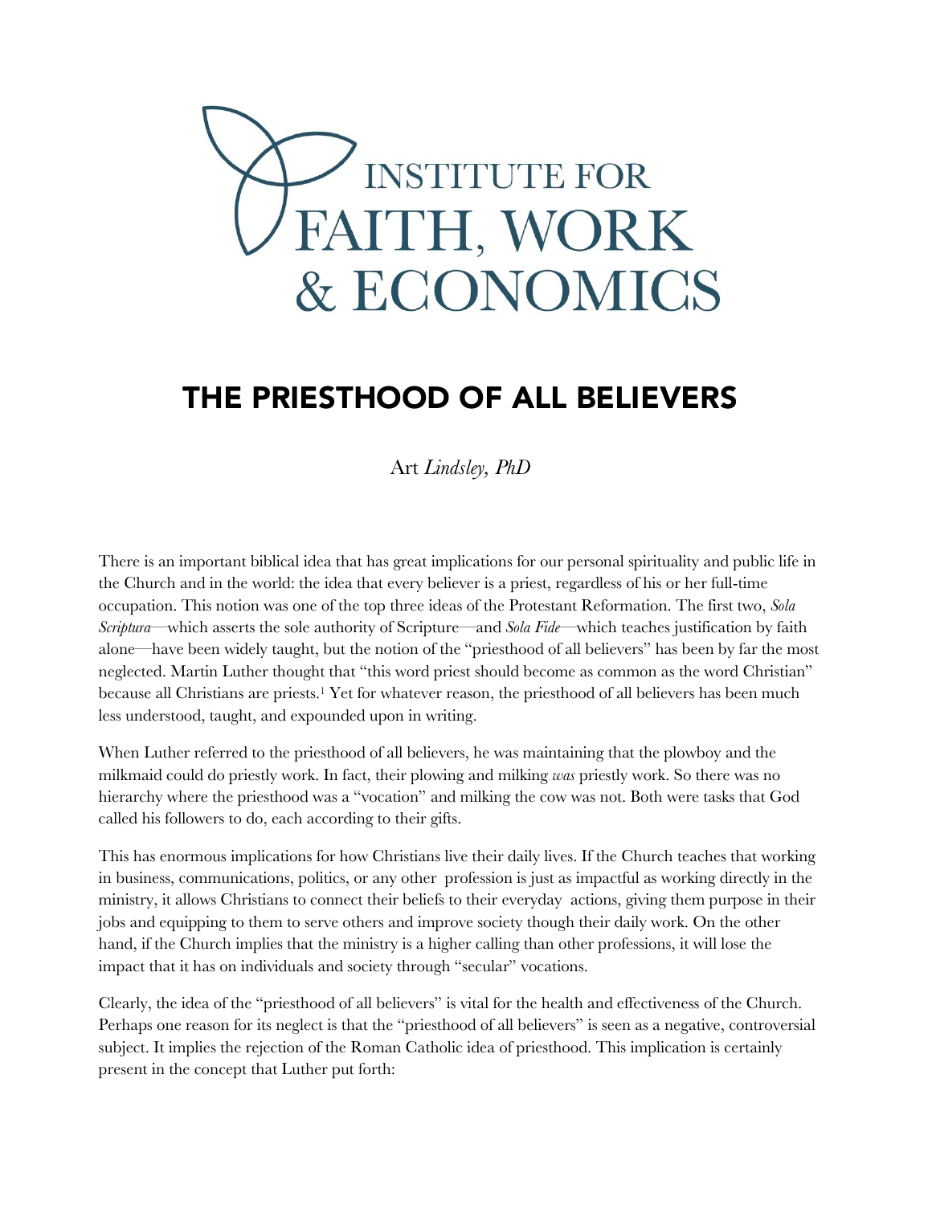INSTITUTE FOR FAITH, WORK & ECONOMICS

# THE PRIESTHOOD OF ALL BELIEVERS

Art *Lindsley, PhD*

There is an important biblical idea that has great implications for our personal spirituality and public life in the Church and in the world: the idea that every believer is a priest, regardless of his or her full-time occupation. This notion was one of the top three ideas of the Protestant Reformation. The first two, *Sola Scriptura*—which asserts the sole authority of Scripture—and *Sola Fide*—which teaches justification by faith alone—have been widely taught, but the notion of the "priesthood of all believers" has been by far the most neglected. Martin Luther thought that "this word priest should become as common as the word Christian" because all Christians are priests.[1] Yet for whatever reason, the priesthood of all believers has been much less understood, taught, and expounded upon in writing.

When Luther referred to the priesthood of all believers, he was maintaining that the plowboy and the milkmaid could do priestly work. In fact, their plowing and milking *was* priestly work. So there was no hierarchy where the priesthood was a "vocation" and milking the cow was not. Both were tasks that God called his followers to do, each according to their gifts.

This has enormous implications for how Christians live their daily lives. If the Church teaches that working in business, communications, politics, or any other profession is just as impactful as working directly in the ministry, it allows Christians to connect their beliefs to their everyday actions, giving them purpose in their jobs and equipping to them to serve others and improve society though their daily work. On the other hand, if the Church implies that the ministry is a higher calling than other professions, it will lose the impact that it has on individuals and society through "secular" vocations.

Clearly, the idea of the "priesthood of all believers" is vital for the health and effectiveness of the Church. Perhaps one reason for its neglect is that the "priesthood of all believers" is seen as a negative, controversial subject. It implies the rejection of the Roman Catholic idea of priesthood. This implication is certainly present in the concept that Luther put forth: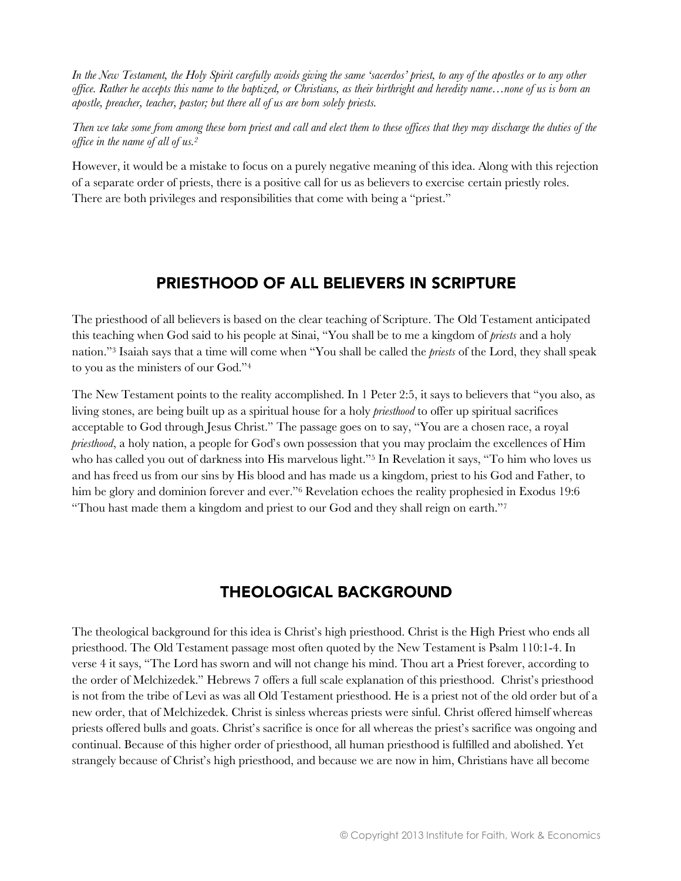*In the New Testament, the Holy Spirit carefully avoids giving the same 'sacerdos' priest, to any of the apostles or to any other office. Rather he accepts this name to the baptized, or Christians, as their birthright and heredity name…none of us is born an apostle, preacher, teacher, pastor; but there all of us are born solely priests.*

*Then we take some from among these born priest and call and elect them to these offices that they may discharge the duties of the office in the name of all of us.*[2]

However, it would be a mistake to focus on a purely negative meaning of this idea. Along with this rejection of a separate order of priests, there is a positive call for us as believers to exercise certain priestly roles. There are both privileges and responsibilities that come with being a "priest."

## PRIESTHOOD OF ALL BELIEVERS IN SCRIPTURE

The priesthood of all believers is based on the clear teaching of Scripture. The Old Testament anticipated this teaching when God said to his people at Sinai, "You shall be to me a kingdom of *priests* and a holy nation."[3] Isaiah says that a time will come when "You shall be called the *priests* of the Lord, they shall speak to you as the ministers of our God."[4]

The New Testament points to the reality accomplished. In 1 Peter 2:5, it says to believers that "you also, as living stones, are being built up as a spiritual house for a holy *priesthood* to offer up spiritual sacrifices acceptable to God through Jesus Christ." The passage goes on to say, "You are a chosen race, a royal *priesthood*, a holy nation, a people for God's own possession that you may proclaim the excellences of Him who has called you out of darkness into His marvelous light."[5] In Revelation it says, "To him who loves us and has freed us from our sins by His blood and has made us a kingdom, priest to his God and Father, to him be glory and dominion forever and ever."[6] Revelation echoes the reality prophesied in Exodus 19:6 "Thou hast made them a kingdom and priest to our God and they shall reign on earth."[7]

## THEOLOGICAL BACKGROUND

The theological background for this idea is Christ's high priesthood. Christ is the High Priest who ends all priesthood. The Old Testament passage most often quoted by the New Testament is Psalm 110:1-4. In verse 4 it says, "The Lord has sworn and will not change his mind. Thou art a Priest forever, according to the order of Melchizedek." Hebrews 7 offers a full scale explanation of this priesthood. Christ's priesthood is not from the tribe of Levi as was all Old Testament priesthood. He is a priest not of the old order but of a new order, that of Melchizedek. Christ is sinless whereas priests were sinful. Christ offered himself whereas priests offered bulls and goats. Christ's sacrifice is once for all whereas the priest's sacrifice was ongoing and continual. Because of this higher order of priesthood, all human priesthood is fulfilled and abolished. Yet strangely because of Christ's high priesthood, and because we are now in him, Christians have all become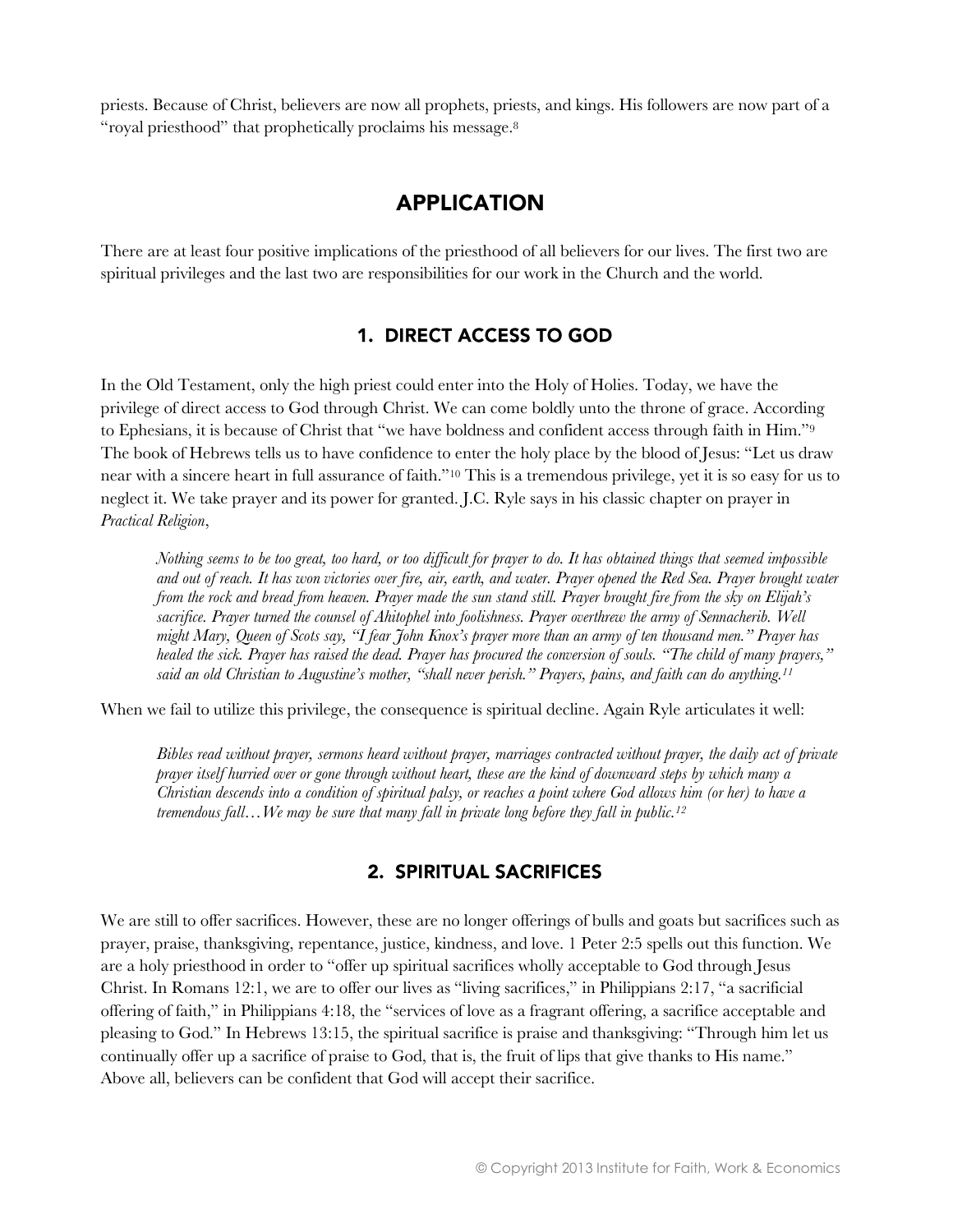priests. Because of Christ, believers are now all prophets, priests, and kings. His followers are now part of a "royal priesthood" that prophetically proclaims his message.[8]

## APPLICATION

There are at least four positive implications of the priesthood of all believers for our lives. The first two are spiritual privileges and the last two are responsibilities for our work in the Church and the world.

### 1. DIRECT ACCESS TO GOD

In the Old Testament, only the high priest could enter into the Holy of Holies. Today, we have the privilege of direct access to God through Christ. We can come boldly unto the throne of grace. According to Ephesians, it is because of Christ that "we have boldness and confident access through faith in Him."[9] The book of Hebrews tells us to have confidence to enter the holy place by the blood of Jesus: "Let us draw near with a sincere heart in full assurance of faith."[10] This is a tremendous privilege, yet it is so easy for us to neglect it. We take prayer and its power for granted. J.C. Ryle says in his classic chapter on prayer in *Practical Religion*,

> *Nothing seems to be too great, too hard, or too difficult for prayer to do. It has obtained things that seemed impossible and out of reach. It has won victories over fire, air, earth, and water. Prayer opened the Red Sea. Prayer brought water from the rock and bread from heaven. Prayer made the sun stand still. Prayer brought fire from the sky on Elijah's sacrifice. Prayer turned the counsel of Ahitophel into foolishness. Prayer overthrew the army of Sennacherib. Well might Mary, Queen of Scots say, "I fear John Knox's prayer more than an army of ten thousand men." Prayer has healed the sick. Prayer has raised the dead. Prayer has procured the conversion of souls. "The child of many prayers," said an old Christian to Augustine's mother, "shall never perish." Prayers, pains, and faith can do anything.*[11]

When we fail to utilize this privilege, the consequence is spiritual decline. Again Ryle articulates it well:

> *Bibles read without prayer, sermons heard without prayer, marriages contracted without prayer, the daily act of private prayer itself hurried over or gone through without heart, these are the kind of downward steps by which many a Christian descends into a condition of spiritual palsy, or reaches a point where God allows him (or her) to have a tremendous fall…We may be sure that many fall in private long before they fall in public.*[12]

### 2. SPIRITUAL SACRIFICES

We are still to offer sacrifices. However, these are no longer offerings of bulls and goats but sacrifices such as prayer, praise, thanksgiving, repentance, justice, kindness, and love. 1 Peter 2:5 spells out this function. We are a holy priesthood in order to "offer up spiritual sacrifices wholly acceptable to God through Jesus Christ. In Romans 12:1, we are to offer our lives as "living sacrifices," in Philippians 2:17, "a sacrificial offering of faith," in Philippians 4:18, the "services of love as a fragrant offering, a sacrifice acceptable and pleasing to God." In Hebrews 13:15, the spiritual sacrifice is praise and thanksgiving: "Through him let us continually offer up a sacrifice of praise to God, that is, the fruit of lips that give thanks to His name." Above all, believers can be confident that God will accept their sacrifice.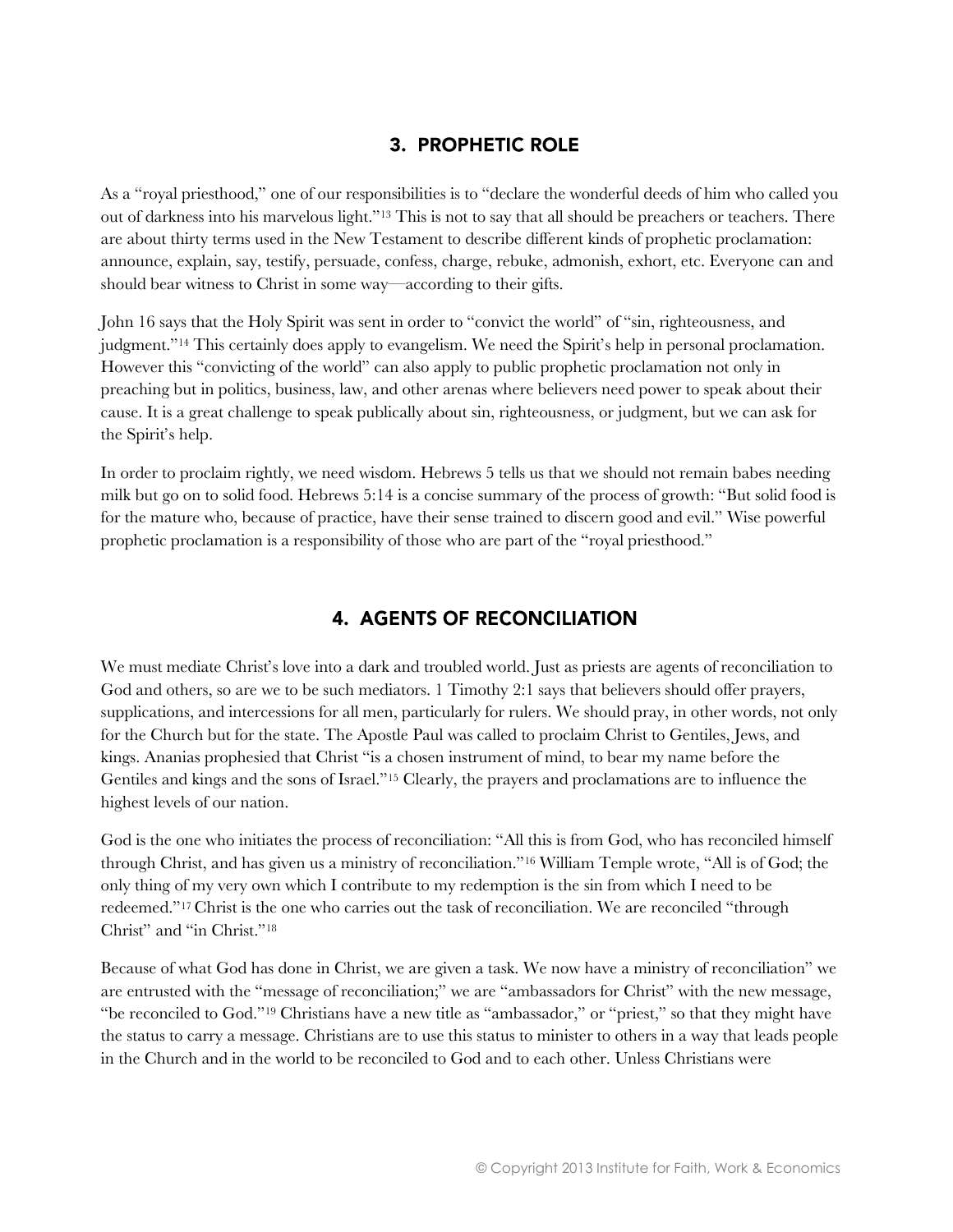## 3. PROPHETIC ROLE

As a "royal priesthood," one of our responsibilities is to "declare the wonderful deeds of him who called you out of darkness into his marvelous light."[13] This is not to say that all should be preachers or teachers. There are about thirty terms used in the New Testament to describe different kinds of prophetic proclamation: announce, explain, say, testify, persuade, confess, charge, rebuke, admonish, exhort, etc. Everyone can and should bear witness to Christ in some way—according to their gifts.

John 16 says that the Holy Spirit was sent in order to "convict the world" of "sin, righteousness, and judgment."[14] This certainly does apply to evangelism. We need the Spirit's help in personal proclamation. However this "convicting of the world" can also apply to public prophetic proclamation not only in preaching but in politics, business, law, and other arenas where believers need power to speak about their cause. It is a great challenge to speak publically about sin, righteousness, or judgment, but we can ask for the Spirit's help.

In order to proclaim rightly, we need wisdom. Hebrews 5 tells us that we should not remain babes needing milk but go on to solid food. Hebrews 5:14 is a concise summary of the process of growth: "But solid food is for the mature who, because of practice, have their sense trained to discern good and evil." Wise powerful prophetic proclamation is a responsibility of those who are part of the "royal priesthood."

## 4. AGENTS OF RECONCILIATION

We must mediate Christ's love into a dark and troubled world. Just as priests are agents of reconciliation to God and others, so are we to be such mediators. 1 Timothy 2:1 says that believers should offer prayers, supplications, and intercessions for all men, particularly for rulers. We should pray, in other words, not only for the Church but for the state. The Apostle Paul was called to proclaim Christ to Gentiles, Jews, and kings. Ananias prophesied that Christ "is a chosen instrument of mind, to bear my name before the Gentiles and kings and the sons of Israel."[15] Clearly, the prayers and proclamations are to influence the highest levels of our nation.

God is the one who initiates the process of reconciliation: "All this is from God, who has reconciled himself through Christ, and has given us a ministry of reconciliation."[16] William Temple wrote, "All is of God; the only thing of my very own which I contribute to my redemption is the sin from which I need to be redeemed."[17] Christ is the one who carries out the task of reconciliation. We are reconciled "through Christ" and "in Christ."[18]

Because of what God has done in Christ, we are given a task. We now have a ministry of reconciliation" we are entrusted with the "message of reconciliation;" we are "ambassadors for Christ" with the new message, "be reconciled to God."[19] Christians have a new title as "ambassador," or "priest," so that they might have the status to carry a message. Christians are to use this status to minister to others in a way that leads people in the Church and in the world to be reconciled to God and to each other. Unless Christians were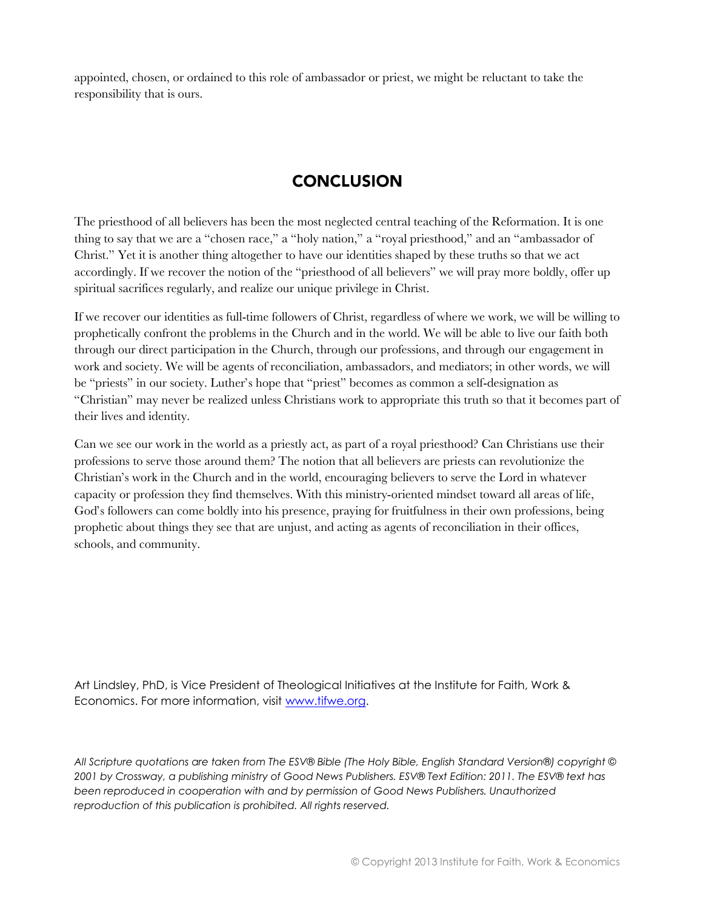appointed, chosen, or ordained to this role of ambassador or priest, we might be reluctant to take the responsibility that is ours.

## CONCLUSION

The priesthood of all believers has been the most neglected central teaching of the Reformation. It is one thing to say that we are a "chosen race," a "holy nation," a "royal priesthood," and an "ambassador of Christ." Yet it is another thing altogether to have our identities shaped by these truths so that we act accordingly. If we recover the notion of the "priesthood of all believers" we will pray more boldly, offer up spiritual sacrifices regularly, and realize our unique privilege in Christ.

If we recover our identities as full-time followers of Christ, regardless of where we work, we will be willing to prophetically confront the problems in the Church and in the world. We will be able to live our faith both through our direct participation in the Church, through our professions, and through our engagement in work and society. We will be agents of reconciliation, ambassadors, and mediators; in other words, we will be "priests" in our society. Luther's hope that "priest" becomes as common a self-designation as "Christian" may never be realized unless Christians work to appropriate this truth so that it becomes part of their lives and identity.

Can we see our work in the world as a priestly act, as part of a royal priesthood? Can Christians use their professions to serve those around them? The notion that all believers are priests can revolutionize the Christian's work in the Church and in the world, encouraging believers to serve the Lord in whatever capacity or profession they find themselves. With this ministry-oriented mindset toward all areas of life, God's followers can come boldly into his presence, praying for fruitfulness in their own professions, being prophetic about things they see that are unjust, and acting as agents of reconciliation in their offices, schools, and community.

Art Lindsley, PhD, is Vice President of Theological Initiatives at the Institute for Faith, Work & Economics. For more information, visit [www.tifwe.org](http://www.tifwe.org).

*All Scripture quotations are taken from The ESV® Bible (The Holy Bible, English Standard Version®) copyright © 2001 by Crossway, a publishing ministry of Good News Publishers. ESV® Text Edition: 2011. The ESV® text has been reproduced in cooperation with and by permission of Good News Publishers. Unauthorized reproduction of this publication is prohibited. All rights reserved.*

© Copyright 2013 Institute for Faith, Work & Economics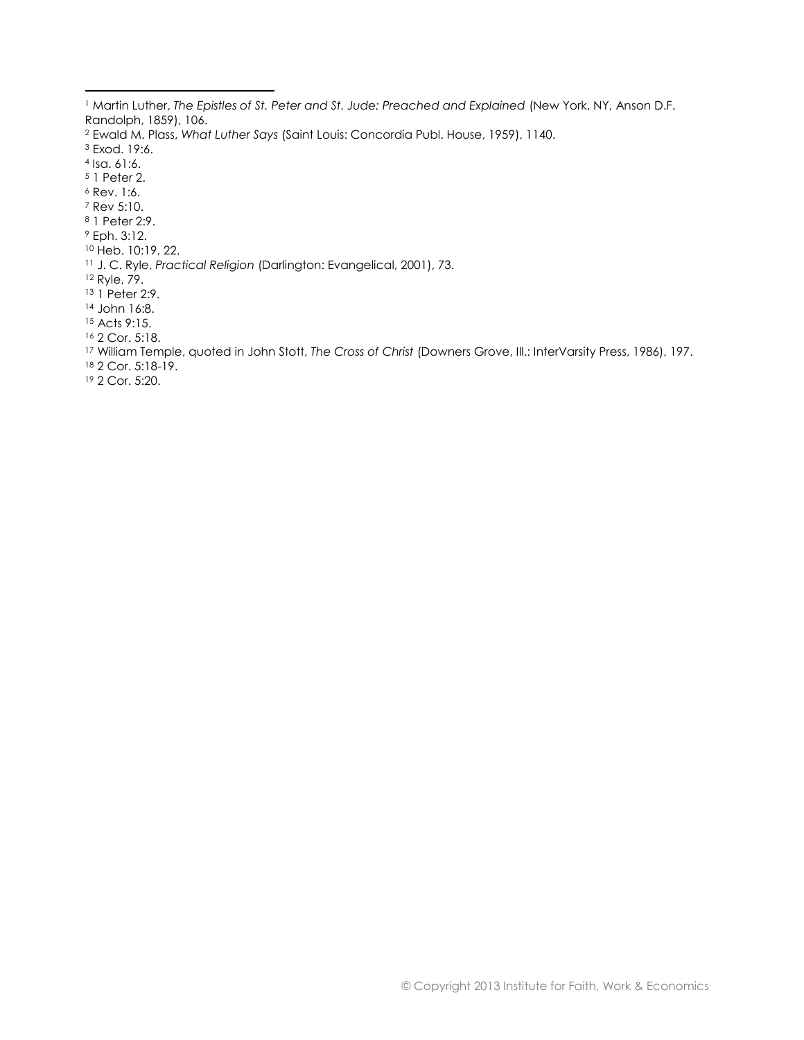[1] Martin Luther, *The Epistles of St. Peter and St. Jude: Preached and Explained* (New York, NY, Anson D.F. Randolph, 1859), 106.

[2] Ewald M. Plass, *What Luther Says* (Saint Louis: Concordia Publ. House, 1959), 1140.

[3] Exod. 19:6.

[4] Isa. 61:6.

[5] 1 Peter 2.

[6] Rev. 1:6.

[7] Rev 5:10.

[8] 1 Peter 2:9.

[9] Eph. 3:12.

[10] Heb. 10:19, 22.

[11] J. C. Ryle, *Practical Religion* (Darlington: Evangelical, 2001), 73.

[12] Ryle, 79.

[13] 1 Peter 2:9.

[14] John 16:8.

[15] Acts 9:15.

[16] 2 Cor. 5:18.

[17] William Temple, quoted in John Stott, *The Cross of Christ* (Downers Grove, Ill.: InterVarsity Press, 1986), 197.

[18] 2 Cor. 5:18-19.

[19] 2 Cor. 5:20.

© Copyright 2013 Institute for Faith, Work & Economics